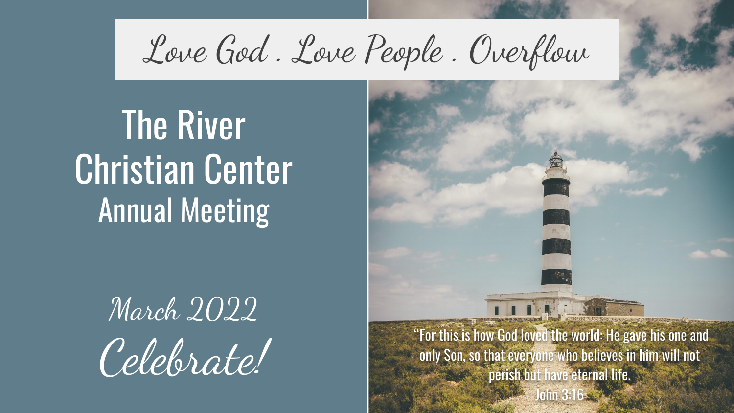Love God . Love People . Overflow

# The River Christian Center

## Annual Meeting

March 2022

Celebrate!

"For this is how God loved the world: He gave his one and only Son, so that everyone who believes in him will not perish but have eternal life.
John 3:16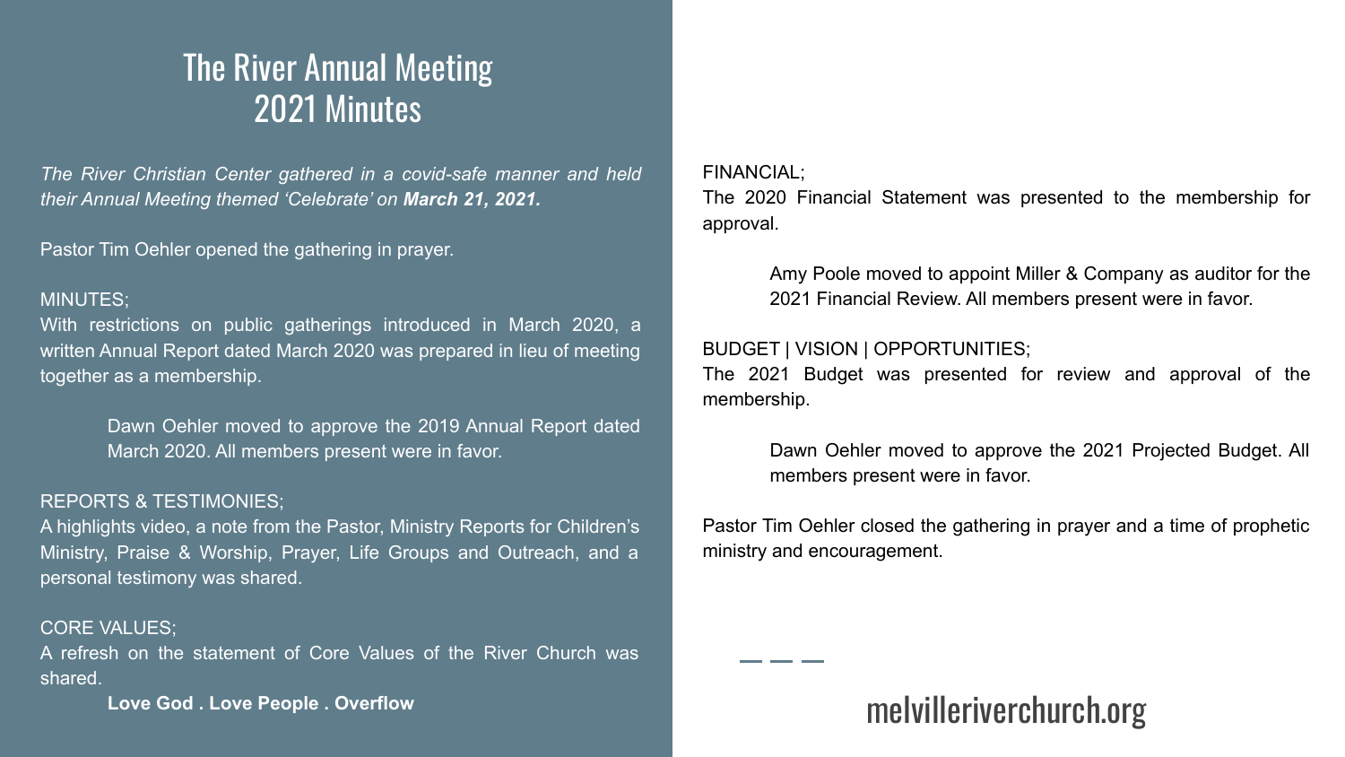# The River Annual Meeting 2021 Minutes

*The River Christian Center gathered in a covid-safe manner and held their Annual Meeting themed 'Celebrate' on **March 21, 2021.***

Pastor Tim Oehler opened the gathering in prayer.

MINUTES;
With restrictions on public gatherings introduced in March 2020, a written Annual Report dated March 2020 was prepared in lieu of meeting together as a membership.

> Dawn Oehler moved to approve the 2019 Annual Report dated March 2020. All members present were in favor.

REPORTS & TESTIMONIES;
A highlights video, a note from the Pastor, Ministry Reports for Children's Ministry, Praise & Worship, Prayer, Life Groups and Outreach, and a personal testimony was shared.

CORE VALUES;
A refresh on the statement of Core Values of the River Church was shared.

> **Love God . Love People . Overflow**

FINANCIAL;
The 2020 Financial Statement was presented to the membership for approval.

> Amy Poole moved to appoint Miller & Company as auditor for the 2021 Financial Review. All members present were in favor.

BUDGET | VISION | OPPORTUNITIES;
The 2021 Budget was presented for review and approval of the membership.

> Dawn Oehler moved to approve the 2021 Projected Budget. All members present were in favor.

Pastor Tim Oehler closed the gathering in prayer and a time of prophetic ministry and encouragement.

melvilleriverchurch.org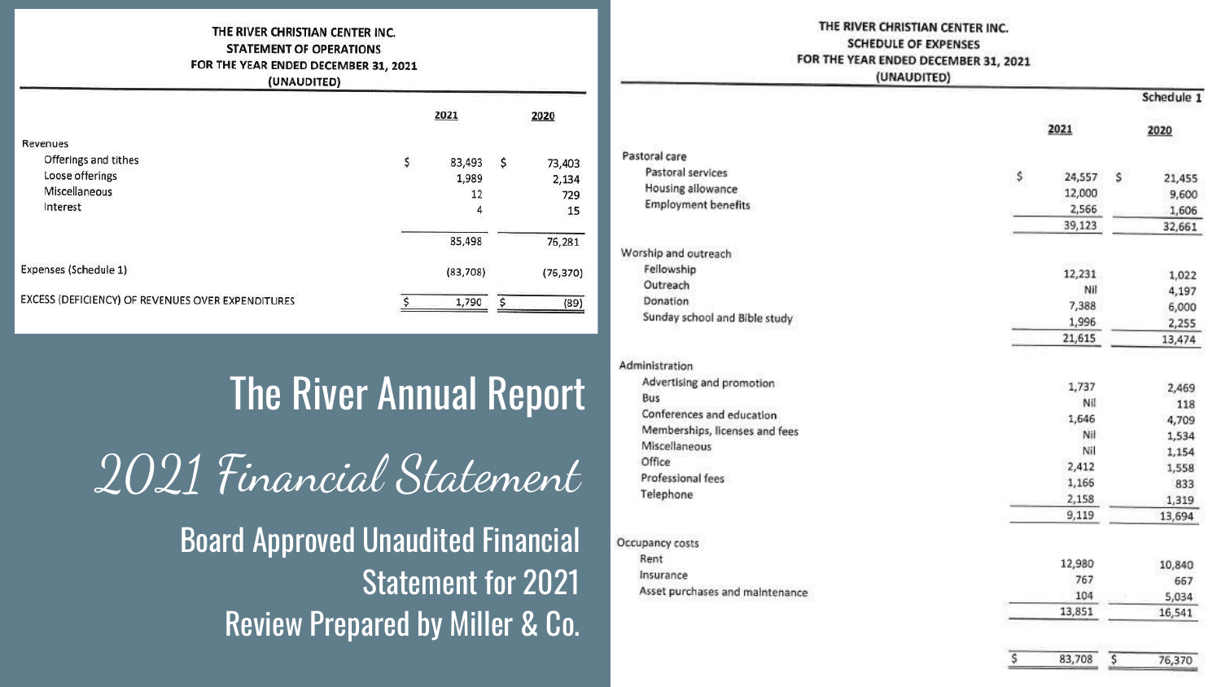# The River Annual Report

## *2021 Financial Statement*

Board Approved Unaudited Financial Statement for 2021

Review Prepared by Miller & Co.

### THE RIVER CHRISTIAN CENTER INC.
### STATEMENT OF OPERATIONS
### FOR THE YEAR ENDED DECEMBER 31, 2021
### (UNAUDITED)

| | 2021 | 2020 |
|---|---|---|
| **Revenues** | | |
| Offerings and tithes | $ 83,493 | $ 73,403 |
| Loose offerings | 1,989 | 2,134 |
| Miscellaneous | 12 | 729 |
| Interest | 4 | 15 |
| | 85,498 | 76,281 |
| Expenses (Schedule 1) | (83,708) | (76,370) |
| EXCESS (DEFICIENCY) OF REVENUES OVER EXPENDITURES | $ 1,790 | $ (89) |

### THE RIVER CHRISTIAN CENTER INC.
### SCHEDULE OF EXPENSES
### FOR THE YEAR ENDED DECEMBER 31, 2021
### (UNAUDITED)

Schedule 1

| | 2021 | 2020 |
|---|---|---|
| **Pastoral care** | | |
| Pastoral services | $ 24,557 | $ 21,455 |
| Housing allowance | 12,000 | 9,600 |
| Employment benefits | 2,566 | 1,606 |
| | 39,123 | 32,661 |
| **Worship and outreach** | | |
| Fellowship | 12,231 | 1,022 |
| Outreach | Nil | 4,197 |
| Donation | 7,388 | 6,000 |
| Sunday school and Bible study | 1,996 | 2,255 |
| | 21,615 | 13,474 |
| **Administration** | | |
| Advertising and promotion | 1,737 | 2,469 |
| Bus | Nil | 118 |
| Conferences and education | 1,646 | 4,709 |
| Memberships, licenses and fees | Nil | 1,534 |
| Miscellaneous | Nil | 1,154 |
| Office | 2,412 | 1,558 |
| Professional fees | 1,166 | 833 |
| Telephone | 2,158 | 1,319 |
| | 9,119 | 13,694 |
| **Occupancy costs** | | |
| Rent | 12,980 | 10,840 |
| Insurance | 767 | 667 |
| Asset purchases and maintenance | 104 | 5,034 |
| | 13,851 | 16,541 |
| | $ 83,708 | $ 76,370 |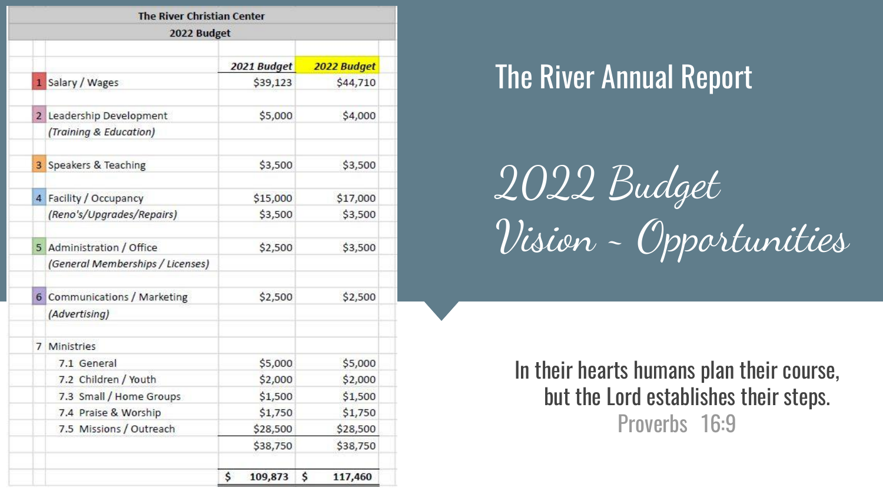## The River Christian Center

### 2022 Budget

| | | 2021 Budget | 2022 Budget |
|---|---|---|---|
| 1 | Salary / Wages | $39,123 | $44,710 |
| 2 | Leadership Development | $5,000 | $4,000 |
| | *(Training & Education)* | | |
| 3 | Speakers & Teaching | $3,500 | $3,500 |
| 4 | Facility / Occupancy | $15,000 | $17,000 |
| | *(Reno's/Upgrades/Repairs)* | $3,500 | $3,500 |
| 5 | Administration / Office | $2,500 | $3,500 |
| | *(General Memberships / Licenses)* | | |
| 6 | Communications / Marketing | $2,500 | $2,500 |
| | *(Advertising)* | | |
| 7 | Ministries | | |
| | 7.1 General | $5,000 | $5,000 |
| | 7.2 Children / Youth | $2,000 | $2,000 |
| | 7.3 Small / Home Groups | $1,500 | $1,500 |
| | 7.4 Praise & Worship | $1,750 | $1,750 |
| | 7.5 Missions / Outreach | $28,500 | $28,500 |
| | | $38,750 | $38,750 |
| | | $ 109,873 | $ 117,460 |

# The River Annual Report

## *2022 Budget*
## *Vision ~ Opportunities*

In their hearts humans plan their course,
but the Lord establishes their steps.
Proverbs 16:9